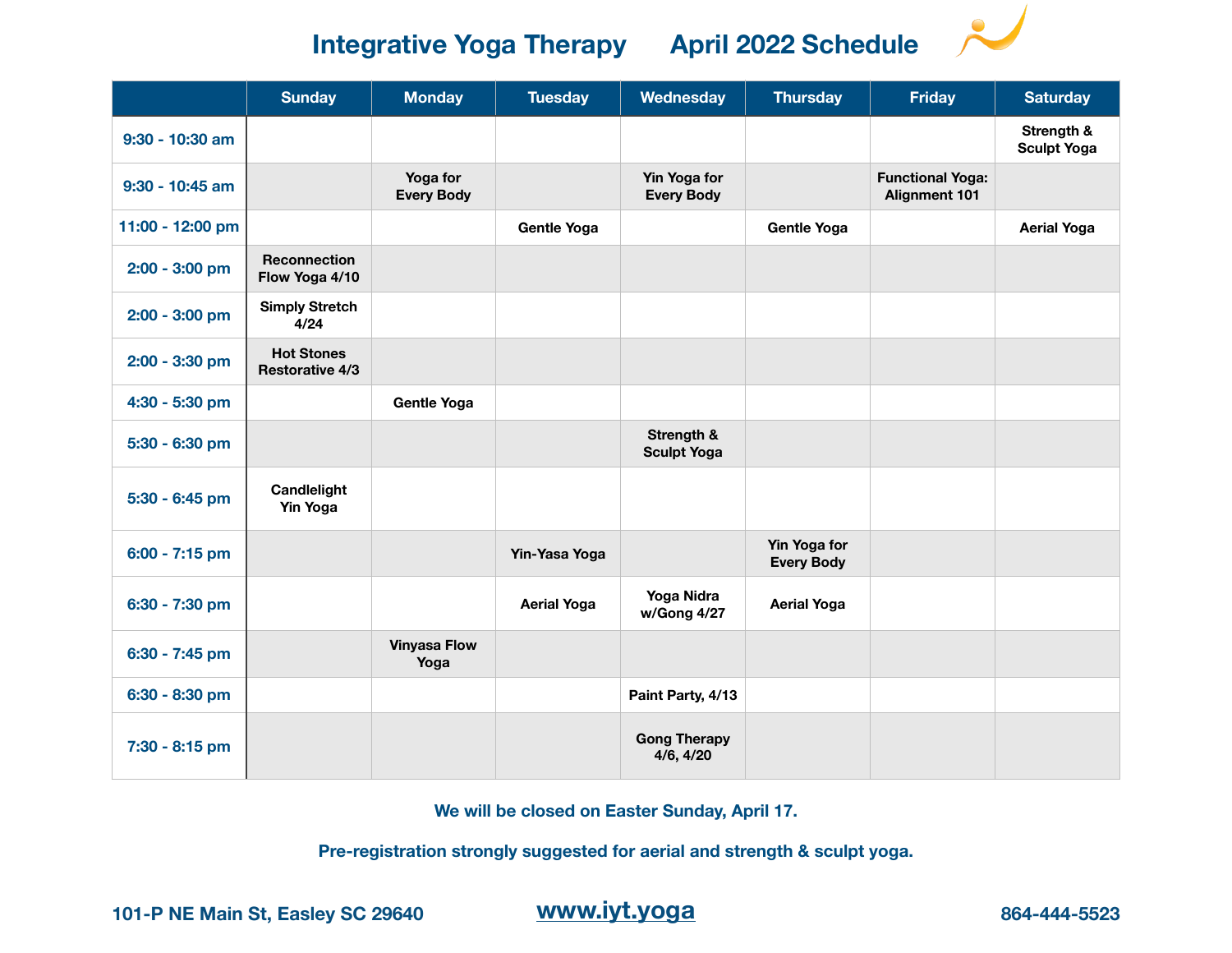# Integrative Yoga Therapy April 2022 Schedule

| | Sunday | Monday | Tuesday | Wednesday | Thursday | Friday | Saturday |
|---|---|---|---|---|---|---|---|
| 9:30 - 10:30 am | | | | | | | Strength & Sculpt Yoga |
| 9:30 - 10:45 am | | Yoga for Every Body | | Yin Yoga for Every Body | | Functional Yoga: Alignment 101 | |
| 11:00 - 12:00 pm | | | Gentle Yoga | | Gentle Yoga | | Aerial Yoga |
| 2:00 - 3:00 pm | Reconnection Flow Yoga 4/10 | | | | | | |
| 2:00 - 3:00 pm | Simply Stretch 4/24 | | | | | | |
| 2:00 - 3:30 pm | Hot Stones Restorative 4/3 | | | | | | |
| 4:30 - 5:30 pm | | Gentle Yoga | | | | | |
| 5:30 - 6:30 pm | | | | Strength & Sculpt Yoga | | | |
| 5:30 - 6:45 pm | Candlelight Yin Yoga | | | | | | |
| 6:00 - 7:15 pm | | | Yin-Yasa Yoga | | Yin Yoga for Every Body | | |
| 6:30 - 7:30 pm | | | Aerial Yoga | Yoga Nidra w/Gong 4/27 | Aerial Yoga | | |
| 6:30 - 7:45 pm | | Vinyasa Flow Yoga | | | | | |
| 6:30 - 8:30 pm | | | | Paint Party, 4/13 | | | |
| 7:30 - 8:15 pm | | | | Gong Therapy 4/6, 4/20 | | | |

**We will be closed on Easter Sunday, April 17.**

**Pre-registration strongly suggested for aerial and strength & sculpt yoga.**

**101-P NE Main St, Easley SC 29640** **www.iyt.yoga** **864-444-5523**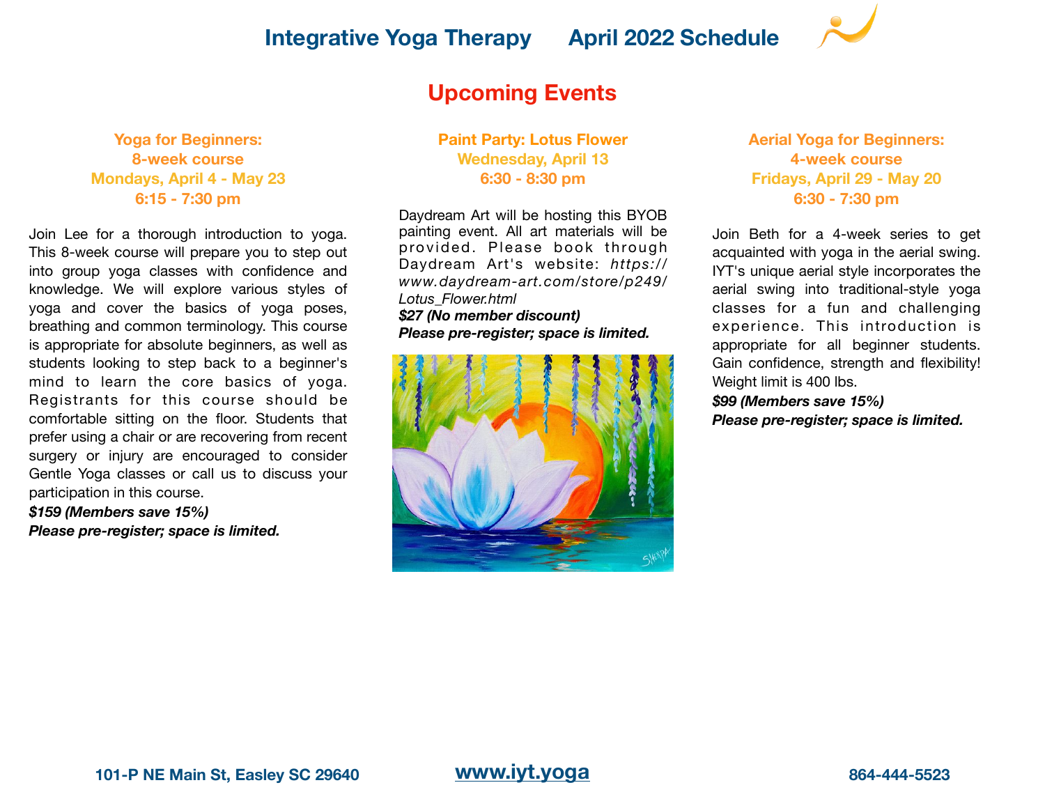# Integrative Yoga Therapy April 2022 Schedule

## Upcoming Events

### Yoga for Beginners: 8-week course
**Mondays, April 4 - May 23**
**6:15 - 7:30 pm**

Join Lee for a thorough introduction to yoga. This 8-week course will prepare you to step out into group yoga classes with confidence and knowledge. We will explore various styles of yoga and cover the basics of yoga poses, breathing and common terminology. This course is appropriate for absolute beginners, as well as students looking to step back to a beginner's mind to learn the core basics of yoga. Registrants for this course should be comfortable sitting on the floor. Students that prefer using a chair or are recovering from recent surgery or injury are encouraged to consider Gentle Yoga classes or call us to discuss your participation in this course.

***$159 (Members save 15%)***
***Please pre-register; space is limited.***

### Paint Party: Lotus Flower
**Wednesday, April 13**
**6:30 - 8:30 pm**

Daydream Art will be hosting this BYOB painting event. All art materials will be provided. Please book through Daydream Art's website: *https://www.daydream-art.com/store/p249/Lotus_Flower.html*

***$27 (No member discount)***
***Please pre-register; space is limited.***

### Aerial Yoga for Beginners: 4-week course
**Fridays, April 29 - May 20**
**6:30 - 7:30 pm**

Join Beth for a 4-week series to get acquainted with yoga in the aerial swing. IYT's unique aerial style incorporates the aerial swing into traditional-style yoga classes for a fun and challenging experience. This introduction is appropriate for all beginner students. Gain confidence, strength and flexibility! Weight limit is 400 lbs.

***$99 (Members save 15%)***
***Please pre-register; space is limited.***

**101-P NE Main St, Easley SC 29640** | **www.iyt.yoga** | **864-444-5523**